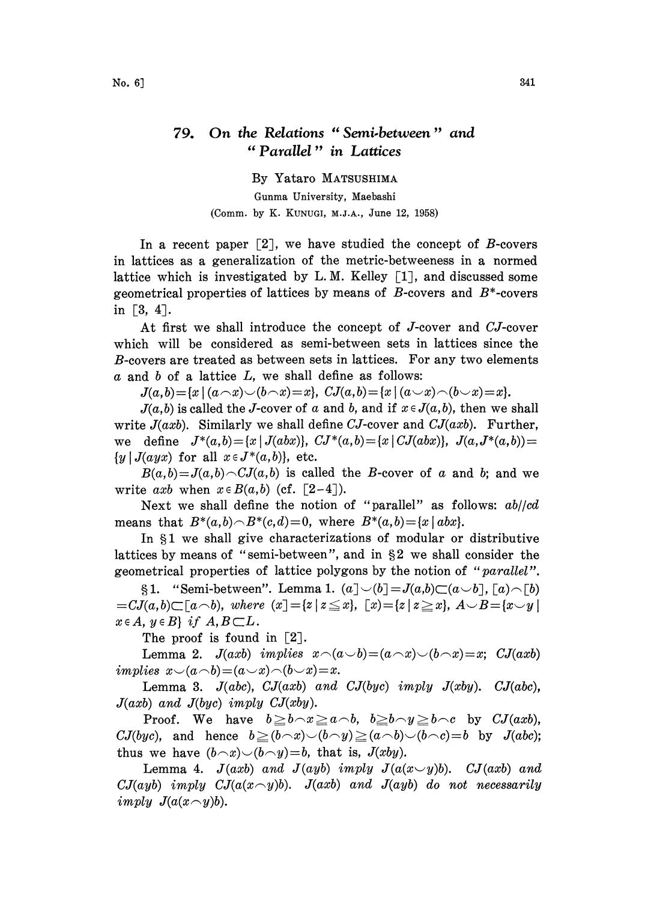# 79. On the Relations "Semi-between" and "Parallel" in Lattices

By Yataro MATSUSHIMA

Gunma University, Maebashi

(Comm. by K. KUNUGI, M.J.A., June 12, 1958)

In a recent paper [2], we have studied the concept of $B$-covers in lattices as a generalization of the metric-betweeness in a normed lattice which is investigated by L. M. Kelley [1], and discussed some geometrical properties of lattices by means of $B$-covers and $B^*$-covers in [3, 4].

At first we shall introduce the concept of $J$-cover and $CJ$-cover which will be considered as semi-between sets in lattices since the $B$-covers are treated as between sets in lattices. For any two elements $a$ and $b$ of a lattice $L$, we shall define as follows:

$J(a,b)=\{x \mid (a\frown x)\smile(b\frown x)=x\}$, $CJ(a,b)=\{x \mid (a\smile x)\frown(b\smile x)=x\}$.

$J(a,b)$ is called the $J$-cover of $a$ and $b$, and if $x\in J(a,b)$, then we shall write $J(axb)$. Similarly we shall define $CJ$-cover and $CJ(axb)$. Further, we define $J^*(a,b)=\{x \mid J(abx)\}$, $CJ^*(a,b)=\{x \mid CJ(abx)\}$, $J(a,J^*(a,b))=\{y \mid J(ayx) \text{ for all } x\in J^*(a,b)\}$, etc.

$B(a,b)=J(a,b)\frown CJ(a,b)$ is called the $B$-cover of $a$ and $b$; and we write $axb$ when $x\in B(a,b)$ (cf. [2–4]).

Next we shall define the notion of "parallel" as follows: $ab//cd$ means that $B^*(a,b)\frown B^*(c,d)=0$, where $B^*(a,b)=\{x \mid abx\}$.

In §1 we shall give characterizations of modular or distributive lattices by means of "semi-between", and in §2 we shall consider the geometrical properties of lattice polygons by the notion of "*parallel*".

§1. "Semi-between". Lemma 1. *$(a]\smile(b]=J(a,b)\subset(a\smile b]$, $[a)\frown[b)=CJ(a,b)\subset[a\frown b)$, where $(x]=\{z \mid z\leqq x\}$, $[x)=\{z \mid z\geqq x\}$, $A\smile B=\{x\smile y \mid x\in A,\ y\in B\}$ if $A, B\subset L$.*

The proof is found in [2].

Lemma 2. *$J(axb)$ implies $x\frown(a\smile b)=(a\frown x)\smile(b\frown x)=x$; $CJ(axb)$ implies $x\smile(a\frown b)=(a\smile x)\frown(b\smile x)=x$.*

Lemma 3. *$J(abc)$, $CJ(axb)$ and $CJ(byc)$ imply $J(xby)$. $CJ(abc)$, $J(axb)$ and $J(byc)$ imply $CJ(xby)$.*

Proof. We have $b\geqq b\frown x\geqq a\frown b$, $b\geqq b\frown y\geqq b\frown c$ by $CJ(axb)$, $CJ(byc)$, and hence $b\geqq(b\frown x)\smile(b\frown y)\geqq(a\frown b)\smile(b\frown c)=b$ by $J(abc)$; thus we have $(b\frown x)\smile(b\frown y)=b$, that is, $J(xby)$.

Lemma 4. *$J(axb)$ and $J(ayb)$ imply $J(a(x\smile y)b)$. $CJ(axb)$ and $CJ(ayb)$ imply $CJ(a(x\frown y)b)$. $J(axb)$ and $J(ayb)$ do not necessarily imply $J(a(x\frown y)b)$.*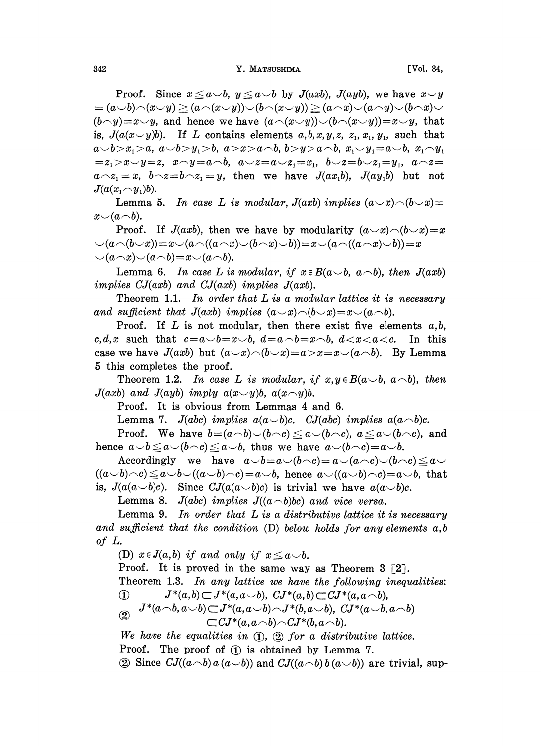Proof. Since $x \leqq a \smile b$, $y \leqq a \smile b$ by $J(axb)$, $J(ayb)$, we have $x \smile y = (a \smile b) \frown (x \smile y) \geqq (a \frown (x \smile y)) \smile (b \frown (x \smile y)) \geqq (a \frown x) \smile (a \frown y) \smile (b \frown x) \smile (b \frown y) = x \smile y$, and hence we have $(a \frown (x \smile y)) \smile (b \frown (x \smile y)) = x \smile y$, that is, $J(a(x \smile y)b)$. If $L$ contains elements $a, b, x, y, z, z_1, x_1, y_1$, such that $a \smile b > x_1 > a$, $a \smile b > y_1 > b$, $a > x > a \frown b$, $b > y > a \frown b$, $x_1 \smile y_1 = a \smile b$, $x_1 \frown y_1 = z_1 > x \smile y = z$, $x \frown y = a \frown b$, $a \smile z = a \smile z_1 = x_1$, $b \smile z = b \smile z_1 = y_1$, $a \frown z = a \frown z_1 = x$, $b \frown z = b \frown z_1 = y$, then we have $J(ax_1b)$, $J(ay_1b)$ but not $J(a(x_1 \frown y_1)b)$.

Lemma 5. *In case $L$ is modular, $J(axb)$ implies $(a \smile x) \frown (b \smile x) = x \smile (a \frown b)$.*

Proof. If $J(axb)$, then we have by modularity $(a \smile x) \frown (b \smile x) = x \smile (a \frown (b \smile x)) = x \smile (a \frown ((a \frown x) \smile (b \frown x) \smile b)) = x \smile (a \frown ((a \frown x) \smile b)) = x \smile (a \frown x) \smile (a \frown b) = x \smile (a \frown b)$.

Lemma 6. *In case $L$ is modular, if $x \in B(a \smile b, a \frown b)$, then $J(axb)$ implies $CJ(axb)$ and $CJ(axb)$ implies $J(axb)$.*

Theorem 1.1. *In order that $L$ is a modular lattice it is necessary and sufficient that $J(axb)$ implies $(a \smile x) \frown (b \smile x) = x \smile (a \frown b)$.*

Proof. If $L$ is not modular, then there exist five elements $a, b, c, d, x$ such that $c = a \smile b = x \smile b$, $d = a \frown b = x \frown b$, $d < x < a < c$. In this case we have $J(axb)$ but $(a \smile x) \frown (b \smile x) = a > x = x \smile (a \frown b)$. By Lemma 5 this completes the proof.

Theorem 1.2. *In case $L$ is modular, if $x, y \in B(a \smile b, a \frown b)$, then $J(axb)$ and $J(ayb)$ imply $a(x \smile y)b$, $a(x \frown y)b$.*

Proof. It is obvious from Lemmas 4 and 6.

Lemma 7. *$J(abc)$ implies $a(a \smile b)c$. $CJ(abc)$ implies $a(a \frown b)c$.*

Proof. We have $b = (a \frown b) \smile (b \frown c) \leqq a \smile (b \frown c)$, $a \leqq a \smile (b \frown c)$, and hence $a \smile b \leqq a \smile (b \frown c) \leqq a \smile b$, thus we have $a \smile (b \frown c) = a \smile b$.

Accordingly we have $a \smile b = a \smile (b \frown c) = a \smile (a \frown c) \smile (b \frown c) \leqq a \smile ((a \smile b) \frown c) \leqq a \smile b \smile ((a \smile b) \frown c) = a \smile b$, hence $a \smile ((a \smile b) \frown c) = a \smile b$, that is, $J(a(a \smile b)c)$. Since $CJ(a(a \smile b)c)$ is trivial we have $a(a \smile b)c$.

Lemma 8. *$J(abc)$ implies $J((a \frown b)bc)$ and vice versa.*

Lemma 9. *In order that $L$ is a distributive lattice it is necessary and sufficient that the condition* (D) *below holds for any elements $a, b$ of $L$.*

(D) *$x \in J(a, b)$ if and only if $x \leqq a \smile b$.*

Proof. It is proved in the same way as Theorem 3 [2].

Theorem 1.3. *In any lattice we have the following inequalities:*

① $\quad J^*(a, b) \subset J^*(a, a \smile b)$, $CJ^*(a, b) \subset CJ^*(a, a \frown b)$,

② $\quad J^*(a \frown b, a \smile b) \subset J^*(a, a \smile b) \frown J^*(b, a \smile b)$, $CJ^*(a \smile b, a \frown b) \subset CJ^*(a, a \frown b) \frown CJ^*(b, a \frown b)$.

*We have the equalities in ①, ② for a distributive lattice.*

Proof. The proof of ① is obtained by Lemma 7.

② Since $CJ((a \frown b)\, a\, (a \smile b))$ and $CJ((a \frown b)\, b\, (a \smile b))$ are trivial, sup-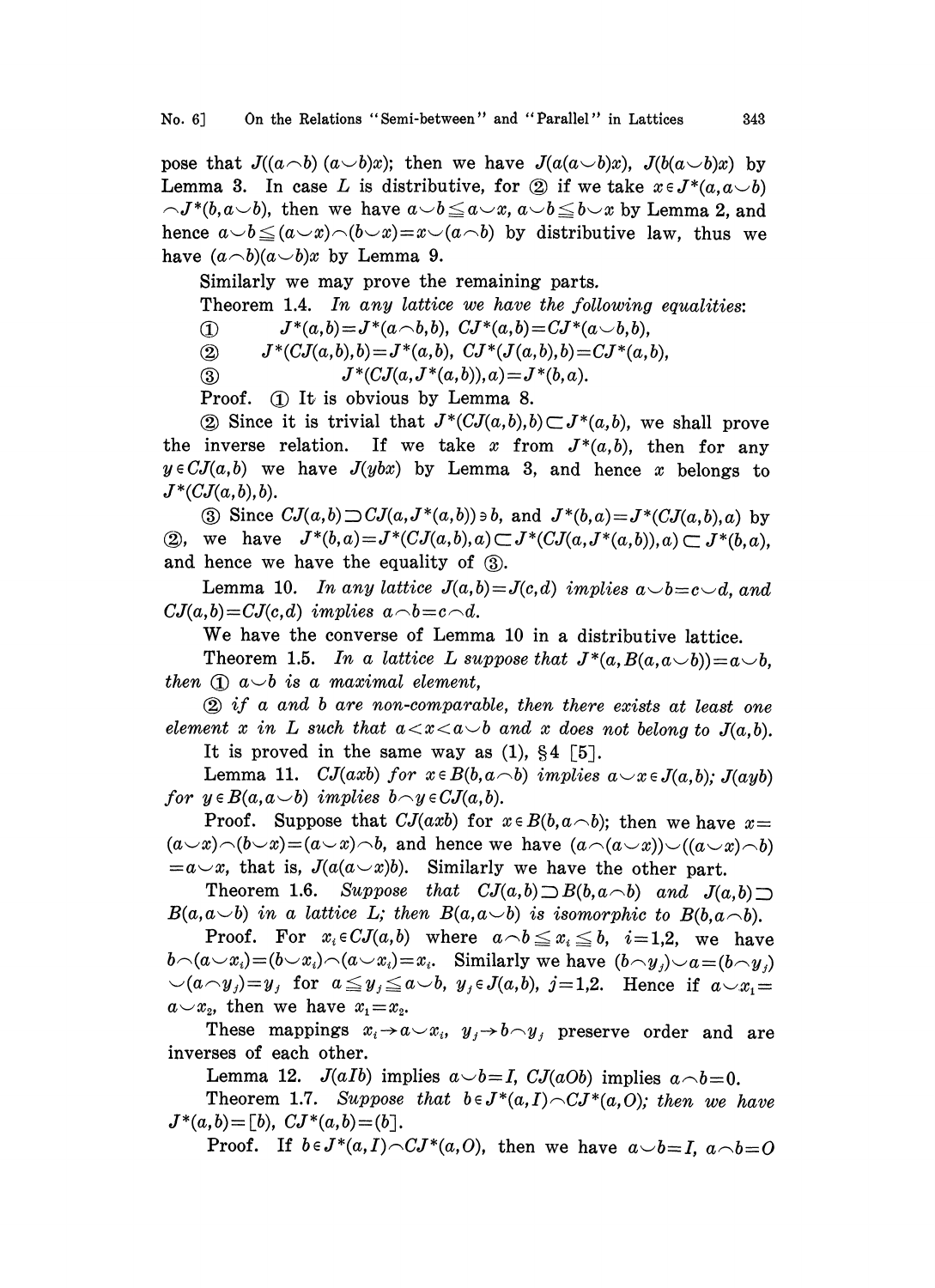pose that $J((a\frown b)\,(a\smile b)x)$; then we have $J(a(a\smile b)x)$, $J(b(a\smile b)x)$ by Lemma 3. In case $L$ is distributive, for ② if we take $x\in J^*(a,a\smile b)\frown J^*(b,a\smile b)$, then we have $a\smile b\leqq a\smile x$, $a\smile b\leqq b\smile x$ by Lemma 2, and hence $a\smile b\leqq (a\smile x)\frown(b\smile x)=x\smile(a\frown b)$ by distributive law, thus we have $(a\frown b)(a\smile b)x$ by Lemma 9.

Similarly we may prove the remaining parts.

Theorem 1.4. *In any lattice we have the following equalities:*

① $\quad J^*(a,b)=J^*(a\frown b,b),\ CJ^*(a,b)=CJ^*(a\smile b,b),$

② $\quad J^*(CJ(a,b),b)=J^*(a,b),\ CJ^*(J(a,b),b)=CJ^*(a,b),$

③ $\quad J^*(CJ(a,J^*(a,b)),a)=J^*(b,a).$

Proof. ① It is obvious by Lemma 8.

② Since it is trivial that $J^*(CJ(a,b),b)\subset J^*(a,b)$, we shall prove the inverse relation. If we take $x$ from $J^*(a,b)$, then for any $y\in CJ(a,b)$ we have $J(ybx)$ by Lemma 3, and hence $x$ belongs to $J^*(CJ(a,b),b)$.

③ Since $CJ(a,b)\supset CJ(a,J^*(a,b))\ni b$, and $J^*(b,a)=J^*(CJ(a,b),a)$ by ②, we have $J^*(b,a)=J^*(CJ(a,b),a)\subset J^*(CJ(a,J^*(a,b)),a)\subset J^*(b,a)$, and hence we have the equality of ③.

Lemma 10. *In any lattice $J(a,b)=J(c,d)$ implies $a\smile b=c\smile d$, and $CJ(a,b)=CJ(c,d)$ implies $a\frown b=c\frown d$.*

We have the converse of Lemma 10 in a distributive lattice.

Theorem 1.5. *In a lattice $L$ suppose that $J^*(a,B(a,a\smile b))=a\smile b$, then ① $a\smile b$ is a maximal element,*

*② if $a$ and $b$ are non-comparable, then there exists at least one element $x$ in $L$ such that $a<x<a\smile b$ and $x$ does not belong to $J(a,b)$.*

It is proved in the same way as (1), §4 [5].

Lemma 11. *$CJ(axb)$ for $x\in B(b,a\frown b)$ implies $a\smile x\in J(a,b)$; $J(ayb)$ for $y\in B(a,a\smile b)$ implies $b\frown y\in CJ(a,b)$.*

Proof. Suppose that $CJ(axb)$ for $x\in B(b,a\frown b)$; then we have $x=(a\smile x)\frown(b\smile x)=(a\smile x)\frown b$, and hence we have $(a\frown(a\smile x))\smile((a\smile x)\frown b)=a\smile x$, that is, $J(a(a\smile x)b)$. Similarly we have the other part.

Theorem 1.6. *Suppose that $CJ(a,b)\supset B(b,a\frown b)$ and $J(a,b)\supset B(a,a\smile b)$ in a lattice $L$; then $B(a,a\smile b)$ is isomorphic to $B(b,a\frown b)$.*

Proof. For $x_i\in CJ(a,b)$ where $a\frown b\leqq x_i\leqq b$, $i=1,2$, we have $b\frown(a\smile x_i)=(b\smile x_i)\frown(a\smile x_i)=x_i$. Similarly we have $(b\frown y_j)\smile a=(b\frown y_j)\smile(a\frown y_j)=y_j$ for $a\leqq y_j\leqq a\smile b$, $y_j\in J(a,b)$, $j=1,2$. Hence if $a\smile x_1=a\smile x_2$, then we have $x_1=x_2$.

These mappings $x_i\to a\smile x_i$, $y_j\to b\frown y_j$ preserve order and are inverses of each other.

Lemma 12. $J(aIb)$ implies $a\smile b=I$, $CJ(aOb)$ implies $a\frown b=0$.

Theorem 1.7. *Suppose that $b\in J^*(a,I)\frown CJ^*(a,O)$; then we have $J^*(a,b)=[b)$, $CJ^*(a,b)=(b]$.*

Proof. If $b\in J^*(a,I)\frown CJ^*(a,O)$, then we have $a\smile b=I$, $a\frown b=O$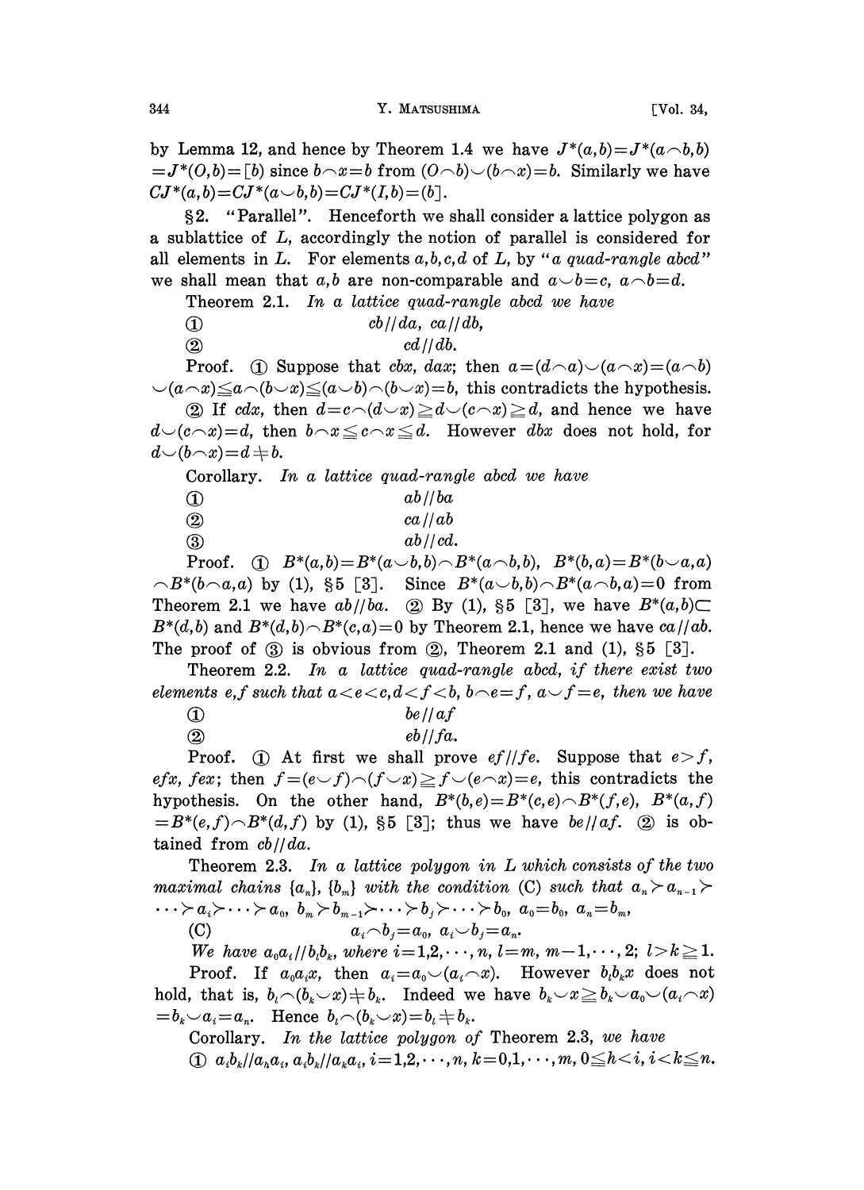by Lemma 12, and hence by Theorem 1.4 we have $J^*(a,b)=J^*(a\frown b,b)=J^*(O,b)=[b)$ since $b\frown x=b$ from $(O\frown b)\smile(b\frown x)=b$. Similarly we have $CJ^*(a,b)=CJ^*(a\smile b,b)=CJ^*(I,b)=(b]$.

§2. "Parallel". Henceforth we shall consider a lattice polygon as a sublattice of $L$, accordingly the notion of parallel is considered for all elements in $L$. For elements $a,b,c,d$ of $L$, by "*a quad-rangle abcd*" we shall mean that $a,b$ are non-comparable and $a\smile b=c$, $a\frown b=d$.

Theorem 2.1. *In a lattice quad-rangle abcd we have*

① $$cb//da,\ ca//db,$$

② $$cd//db.$$

Proof. ① Suppose that $cbx$, $dax$; then $a=(d\frown a)\smile(a\frown x)=(a\frown b)\smile(a\frown x)\leqq a\frown(b\smile x)\leqq(a\smile b)\frown(b\smile x)=b$, this contradicts the hypothesis.

② If $cdx$, then $d=c\frown(d\smile x)\geqq d\smile(c\frown x)\geqq d$, and hence we have $d\smile(c\frown x)=d$, then $b\frown x\leqq c\frown x\leqq d$. However $dbx$ does not hold, for $d\smile(b\frown x)=d\neq b$.

Corollary. *In a lattice quad-rangle abcd we have*

① $$ab//ba$$

② $$ca//ab$$

③ $$ab//cd.$$

Proof. ① $B^*(a,b)=B^*(a\smile b,b)\frown B^*(a\frown b,b)$, $B^*(b,a)=B^*(b\smile a,a)\frown B^*(b\frown a,a)$ by (1), §5 [3]. Since $B^*(a\smile b,b)\frown B^*(a\frown b,a)=0$ from Theorem 2.1 we have $ab//ba$. ② By (1), §5 [3], we have $B^*(a,b)\subset B^*(d,b)$ and $B^*(d,b)\frown B^*(c,a)=0$ by Theorem 2.1, hence we have $ca//ab$. The proof of ③ is obvious from ②, Theorem 2.1 and (1), §5 [3].

Theorem 2.2. *In a lattice quad-rangle abcd, if there exist two elements e,f such that $a<e<c, d<f<b$, $b\frown e=f$, $a\smile f=e$, then we have*

① $$be//af$$

② $$eb//fa.$$

Proof. ① At first we shall prove $ef//fe$. Suppose that $e>f$, $efx$, $fex$; then $f=(e\smile f)\frown(f\smile x)\geqq f\smile(e\frown x)=e$, this contradicts the hypothesis. On the other hand, $B^*(b,e)=B^*(c,e)\frown B^*(f,e)$, $B^*(a,f)=B^*(e,f)\frown B^*(d,f)$ by (1), §5 [3]; thus we have $be//af$. ② is obtained from $cb//da$.

Theorem 2.3. *In a lattice polygon in L which consists of the two maximal chains $\{a_n\}$, $\{b_m\}$ with the condition* (C) *such that $a_n\succ a_{n-1}\succ\cdots\succ a_i\succ\cdots\succ a_0$, $b_m\succ b_{m-1}\succ\cdots\succ b_j\succ\cdots\succ b_0$, $a_0=b_0$, $a_n=b_m$,*

(C) $$a_i\frown b_j=a_0,\ a_i\smile b_j=a_n.$$

*We have $a_0a_i//b_lb_k$, where $i=1,2,\cdots,n$, $l=m, m-1,\cdots,2$; $l>k\geqq 1$.*

Proof. If $a_0a_ix$, then $a_i=a_0\smile(a_i\frown x)$. However $b_lb_kx$ does not hold, that is, $b_l\frown(b_k\smile x)\neq b_k$. Indeed we have $b_k\smile x\geqq b_k\smile a_0\smile(a_i\frown x)=b_k\smile a_i=a_n$. Hence $b_l\frown(b_k\smile x)=b_l\neq b_k$.

Corollary. *In the lattice polygon of* Theorem 2.3, *we have*

① $a_ib_k//a_ha_i$, $a_ib_k//a_ka_i$, $i=1,2,\cdots,n$, $k=0,1,\cdots,m$, $0\leqq h<i$, $i<k\leqq n$.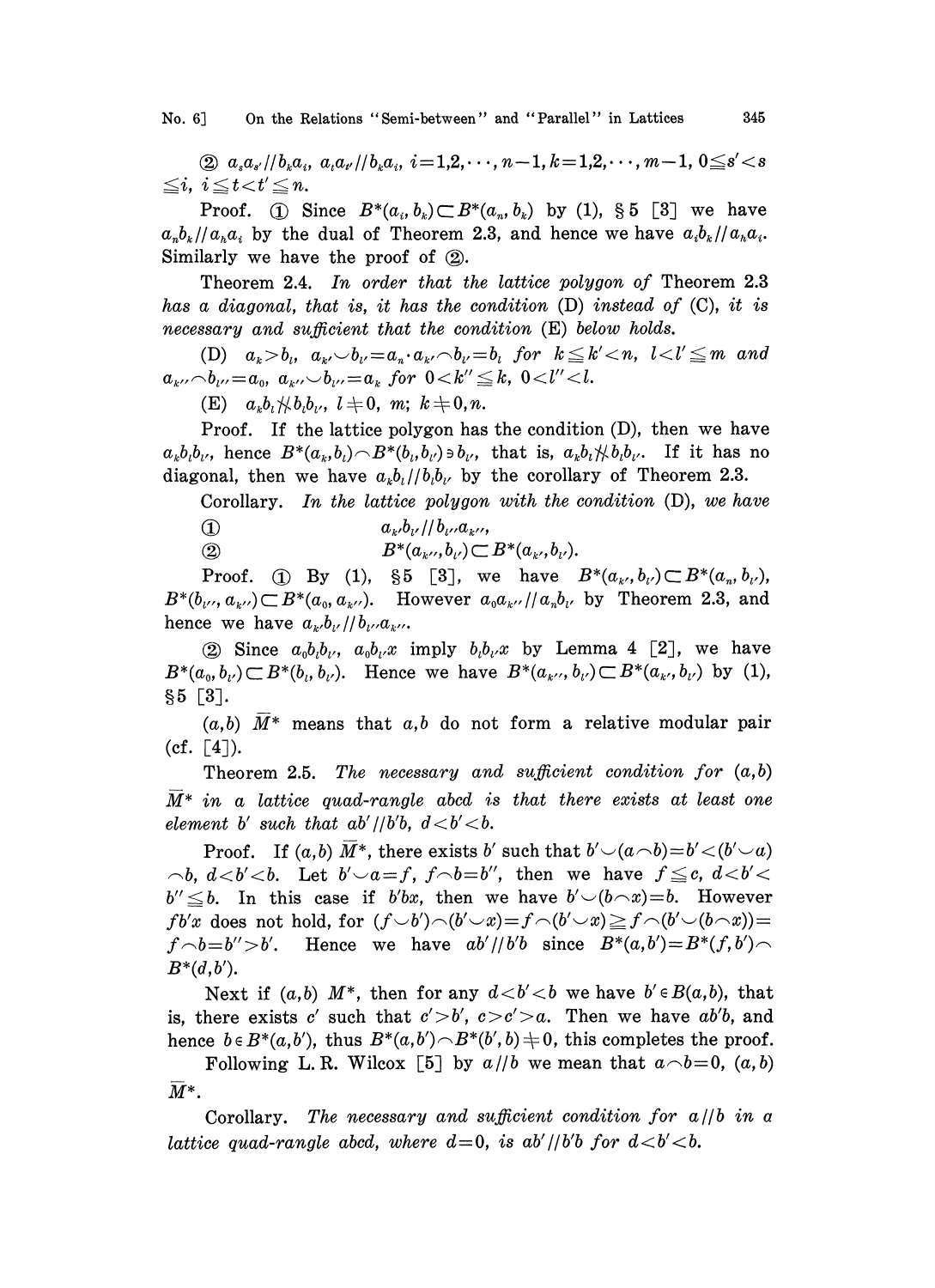② $a_s a_{s'} // b_k a_i$, $a_t a_{t'} // b_k a_i$, $i=1,2,\cdots,n-1, k=1,2,\cdots,m-1, 0\leqq s'<s \leqq i$, $i\leqq t<t'\leqq n$.

Proof. ① Since $B^*(a_i, b_k)\subset B^*(a_n, b_k)$ by (1), §5 [3] we have $a_n b_k // a_n a_i$ by the dual of Theorem 2.3, and hence we have $a_i b_k // a_n a_i$. Similarly we have the proof of ②.

Theorem 2.4. *In order that the lattice polygon of* Theorem 2.3 *has a diagonal, that is, it has the condition* (D) *instead of* (C), *it is necessary and sufficient that the condition* (E) *below holds.*

(D) $a_k > b_l$, $a_{k'} \smile b_{l'} = a_n \cdot a_{k'} \frown b_{l'} = b_l$ *for* $k\leqq k'<n$, $l<l'\leqq m$ *and* $a_{k''} \frown b_{l''} = a_0$, $a_{k''} \smile b_{l''} = a_k$ *for* $0<k''\leqq k$, $0<l''<l$.

(E) $a_k b_l \not\parallel b_l b_{l'}$, $l\neq 0$, $m$; $k\neq 0, n$.

Proof. If the lattice polygon has the condition (D), then we have $a_k b_l b_{l'}$, hence $B^*(a_k, b_l)\frown B^*(b_l, b_{l'})\ni b_{l'}$, that is, $a_k b_l \not\parallel b_l b_{l'}$. If it has no diagonal, then we have $a_k b_l // b_l b_{l'}$ by the corollary of Theorem 2.3.

Corollary. *In the lattice polygon with the condition* (D), *we have*

① $$a_{k'} b_{l'} // b_{l''} a_{k''},$$

② $$B^*(a_{k''}, b_{l'})\subset B^*(a_{k'}, b_{l'}).$$

Proof. ① By (1), §5 [3], we have $B^*(a_{k'}, b_{l'})\subset B^*(a_n, b_{l'})$, $B^*(b_{l''}, a_{k''})\subset B^*(a_0, a_{k''})$. However $a_0 a_{k''} // a_n b_{l'}$ by Theorem 2.3, and hence we have $a_{k'} b_{l'} // b_{l''} a_{k''}$.

② Since $a_0 b_l b_{l'}$, $a_0 b_{l'} x$ imply $b_l b_{l'} x$ by Lemma 4 [2], we have $B^*(a_0, b_{l'})\subset B^*(b_l, b_{l'})$. Hence we have $B^*(a_{k''}, b_{l'})\subset B^*(a_{k'}, b_{l'})$ by (1), §5 [3].

$(a,b)$ $\overline{M}^*$ means that $a,b$ do not form a relative modular pair (cf. [4]).

Theorem 2.5. *The necessary and sufficient condition for* $(a,b)$ $\overline{M}^*$ *in a lattice quad-rangle abcd is that there exists at least one element* $b'$ *such that* $ab'//b'b$, $d<b'<b$.

Proof. If $(a,b)$ $\overline{M}^*$, there exists $b'$ such that $b'\smile(a\frown b)=b'<(b'\smile a)\frown b$, $d<b'<b$. Let $b'\smile a=f$, $f\frown b=b''$, then we have $f\leqq c$, $d<b'<b''\leqq b$. In this case if $b'bx$, then we have $b'\smile(b\frown x)=b$. However $fb'x$ does not hold, for $(f\smile b')\frown(b'\smile x)=f\frown(b'\smile x)\geqq f\frown(b'\smile(b\frown x))=f\frown b=b''>b'$. Hence we have $ab'//b'b$ since $B^*(a,b')=B^*(f,b')\frown B^*(d,b')$.

Next if $(a,b)$ $M^*$, then for any $d<b'<b$ we have $b'\in B(a,b)$, that is, there exists $c'$ such that $c'>b'$, $c>c'>a$. Then we have $ab'b$, and hence $b\in B^*(a,b')$, thus $B^*(a,b')\frown B^*(b',b)\neq 0$, this completes the proof.

Following L. R. Wilcox [5] by $a//b$ we mean that $a\frown b=0$, $(a,b)$ $\overline{M}^*$.

Corollary. *The necessary and sufficient condition for* $a//b$ *in a lattice quad-rangle abcd, where* $d=0$, *is* $ab'//b'b$ *for* $d<b'<b$.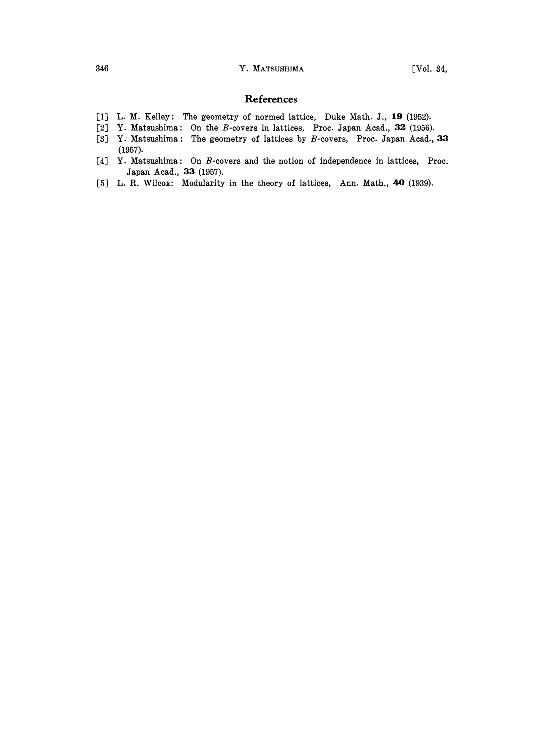## References

[1] L. M. Kelley: The geometry of normed lattice, Duke Math. J., **19** (1952).

[2] Y. Matsushima: On the $B$-covers in lattices, Proc. Japan Acad., **32** (1956).

[3] Y. Matsushima: The geometry of lattices by $B$-covers, Proc. Japan Acad., **33** (1957).

[4] Y. Matsushima: On $B$-covers and the notion of independence in lattices, Proc. Japan Acad., **33** (1957).

[5] L. R. Wilcox: Modularity in the theory of lattices, Ann. Math., **40** (1939).